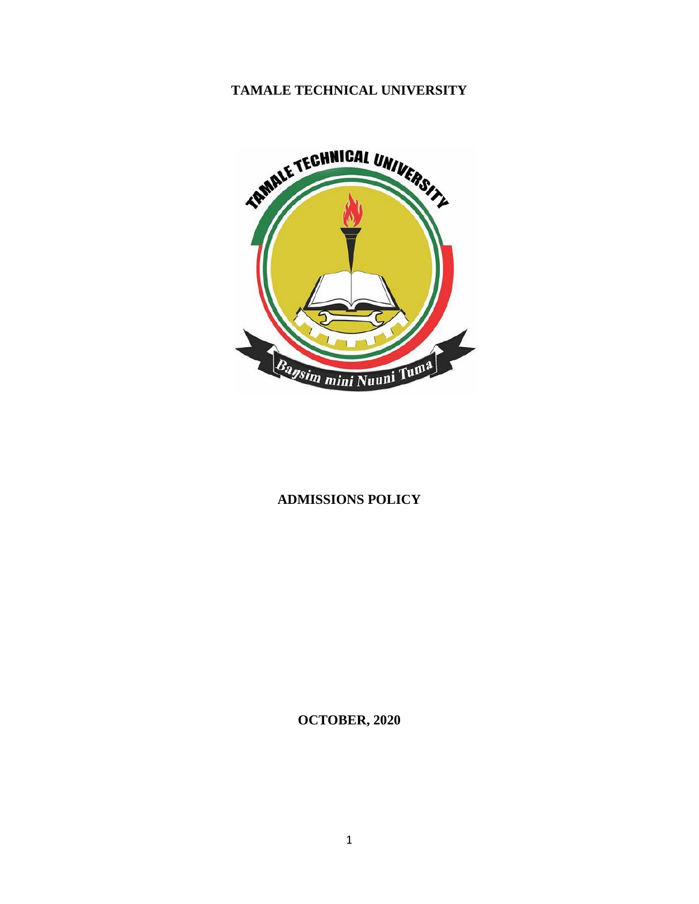# TAMALE TECHNICAL UNIVERSITY

# ADMISSIONS POLICY

**OCTOBER, 2020**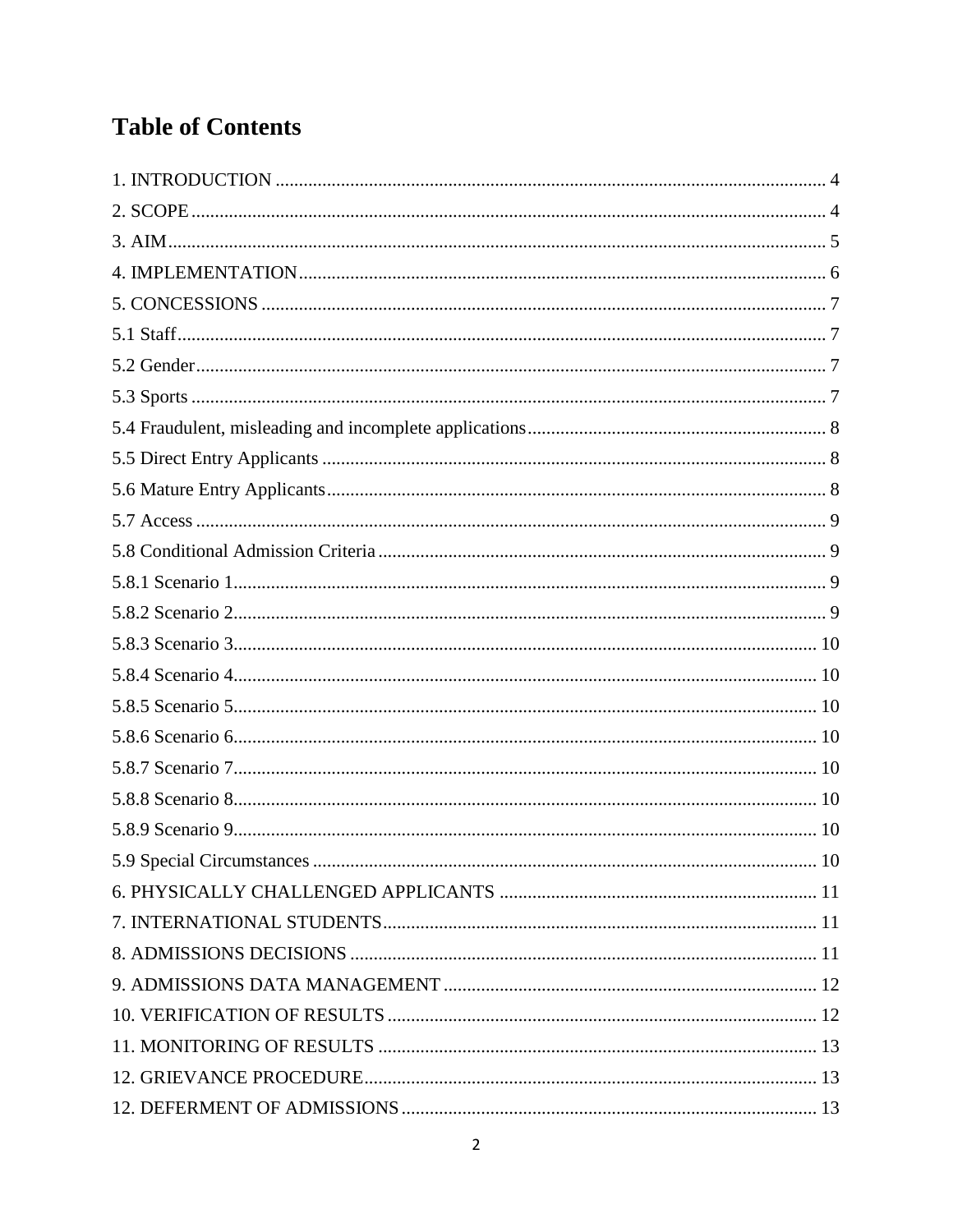# Table of Contents

1. INTRODUCTION ..... 4
2. SCOPE ..... 4
3. AIM ..... 5
4. IMPLEMENTATION ..... 6
5. CONCESSIONS ..... 7
5.1 Staff ..... 7
5.2 Gender ..... 7
5.3 Sports ..... 7
5.4 Fraudulent, misleading and incomplete applications ..... 8
5.5 Direct Entry Applicants ..... 8
5.6 Mature Entry Applicants ..... 8
5.7 Access ..... 9
5.8 Conditional Admission Criteria ..... 9
5.8.1 Scenario 1 ..... 9
5.8.2 Scenario 2 ..... 9
5.8.3 Scenario 3 ..... 10
5.8.4 Scenario 4 ..... 10
5.8.5 Scenario 5 ..... 10
5.8.6 Scenario 6 ..... 10
5.8.7 Scenario 7 ..... 10
5.8.8 Scenario 8 ..... 10
5.8.9 Scenario 9 ..... 10
5.9 Special Circumstances ..... 10
6. PHYSICALLY CHALLENGED APPLICANTS ..... 11
7. INTERNATIONAL STUDENTS ..... 11
8. ADMISSIONS DECISIONS ..... 11
9. ADMISSIONS DATA MANAGEMENT ..... 12
10. VERIFICATION OF RESULTS ..... 12
11. MONITORING OF RESULTS ..... 13
12. GRIEVANCE PROCEDURE ..... 13
12. DEFERMENT OF ADMISSIONS ..... 13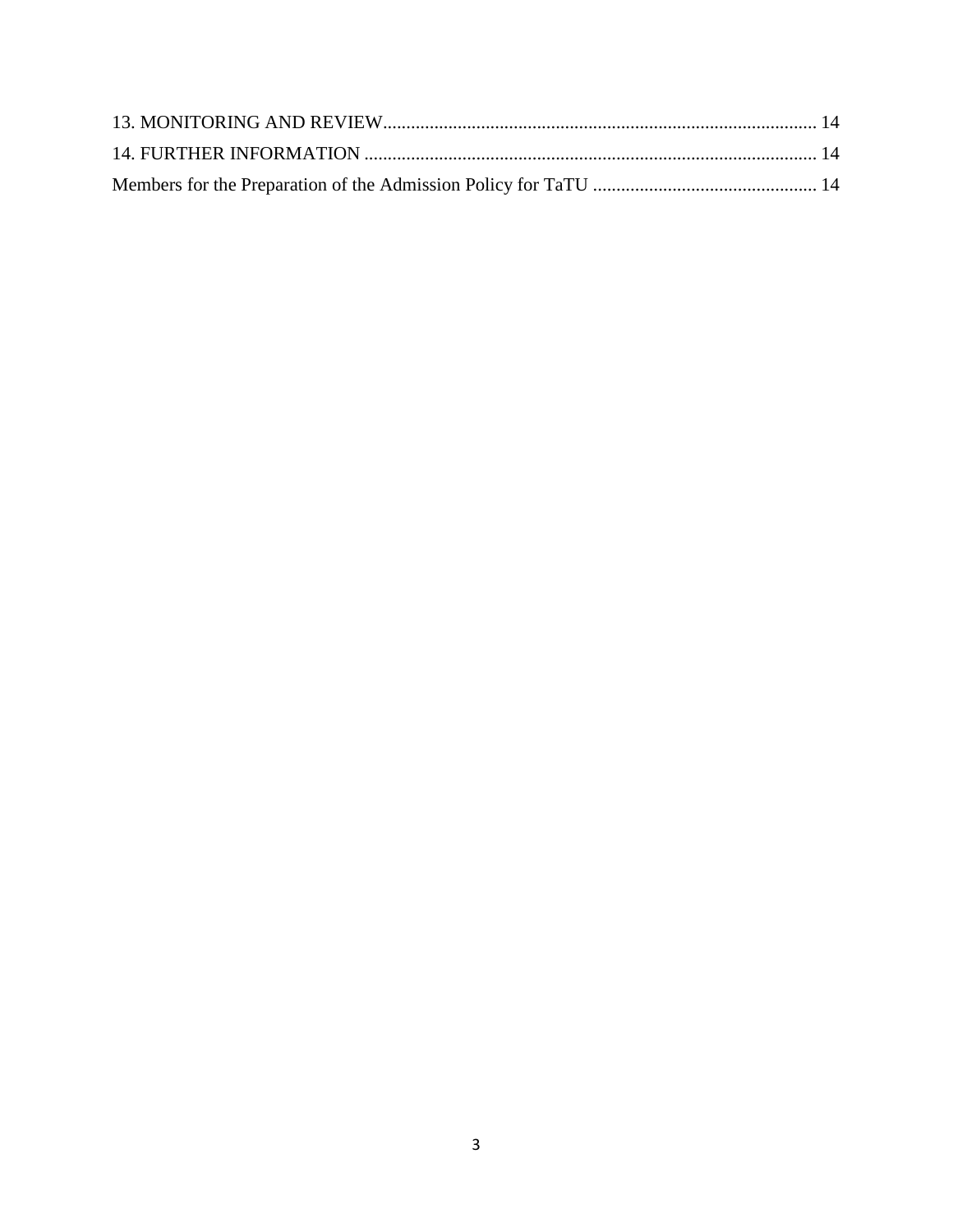13. MONITORING AND REVIEW............................................................................................ 14

14. FURTHER INFORMATION ................................................................................................ 14

Members for the Preparation of the Admission Policy for TaTU ................................................ 14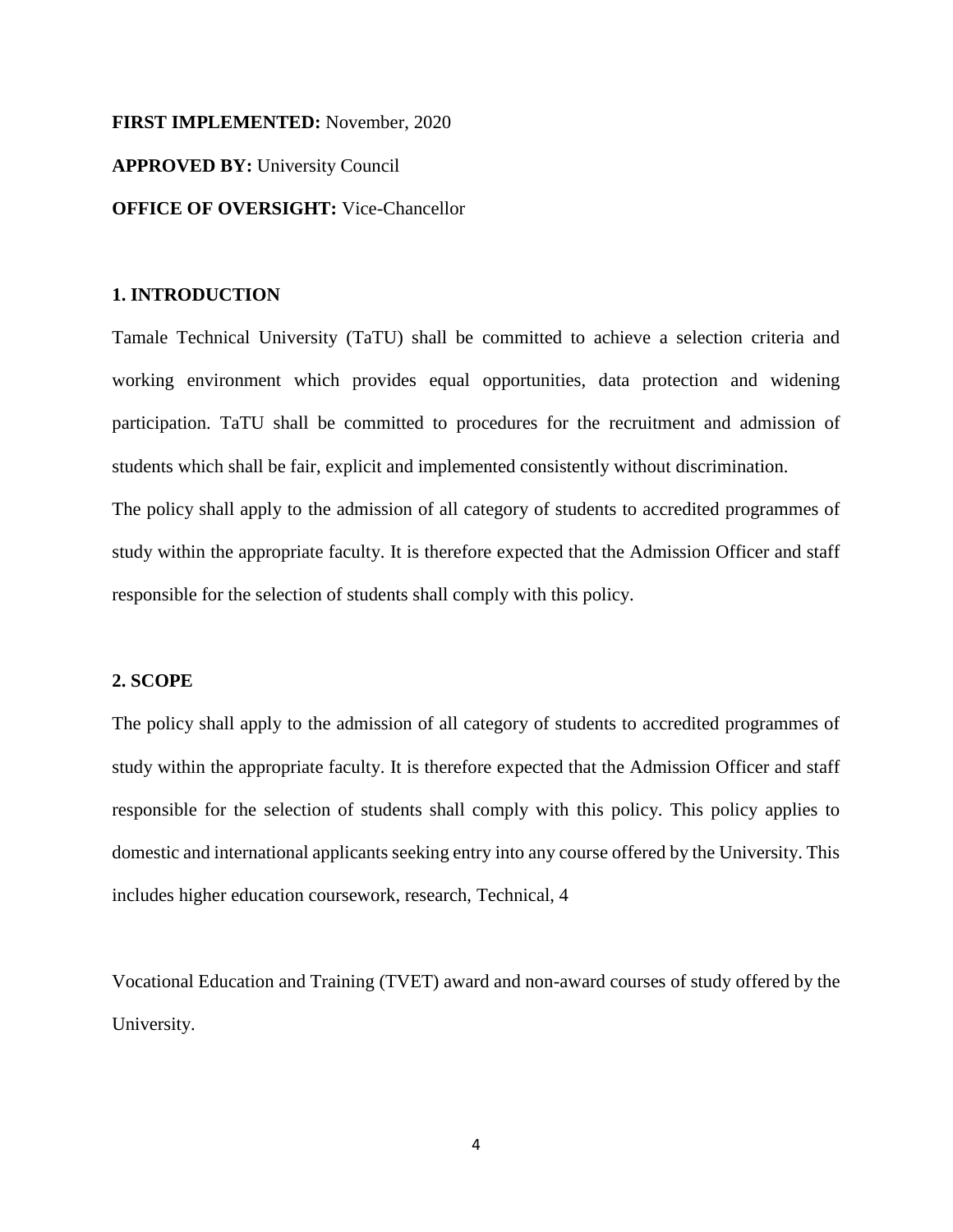**FIRST IMPLEMENTED:** November, 2020

**APPROVED BY:** University Council

**OFFICE OF OVERSIGHT:** Vice-Chancellor

## 1. INTRODUCTION

Tamale Technical University (TaTU) shall be committed to achieve a selection criteria and working environment which provides equal opportunities, data protection and widening participation. TaTU shall be committed to procedures for the recruitment and admission of students which shall be fair, explicit and implemented consistently without discrimination.

The policy shall apply to the admission of all category of students to accredited programmes of study within the appropriate faculty. It is therefore expected that the Admission Officer and staff responsible for the selection of students shall comply with this policy.

## 2. SCOPE

The policy shall apply to the admission of all category of students to accredited programmes of study within the appropriate faculty. It is therefore expected that the Admission Officer and staff responsible for the selection of students shall comply with this policy. This policy applies to domestic and international applicants seeking entry into any course offered by the University. This includes higher education coursework, research, Technical, 4

Vocational Education and Training (TVET) award and non-award courses of study offered by the University.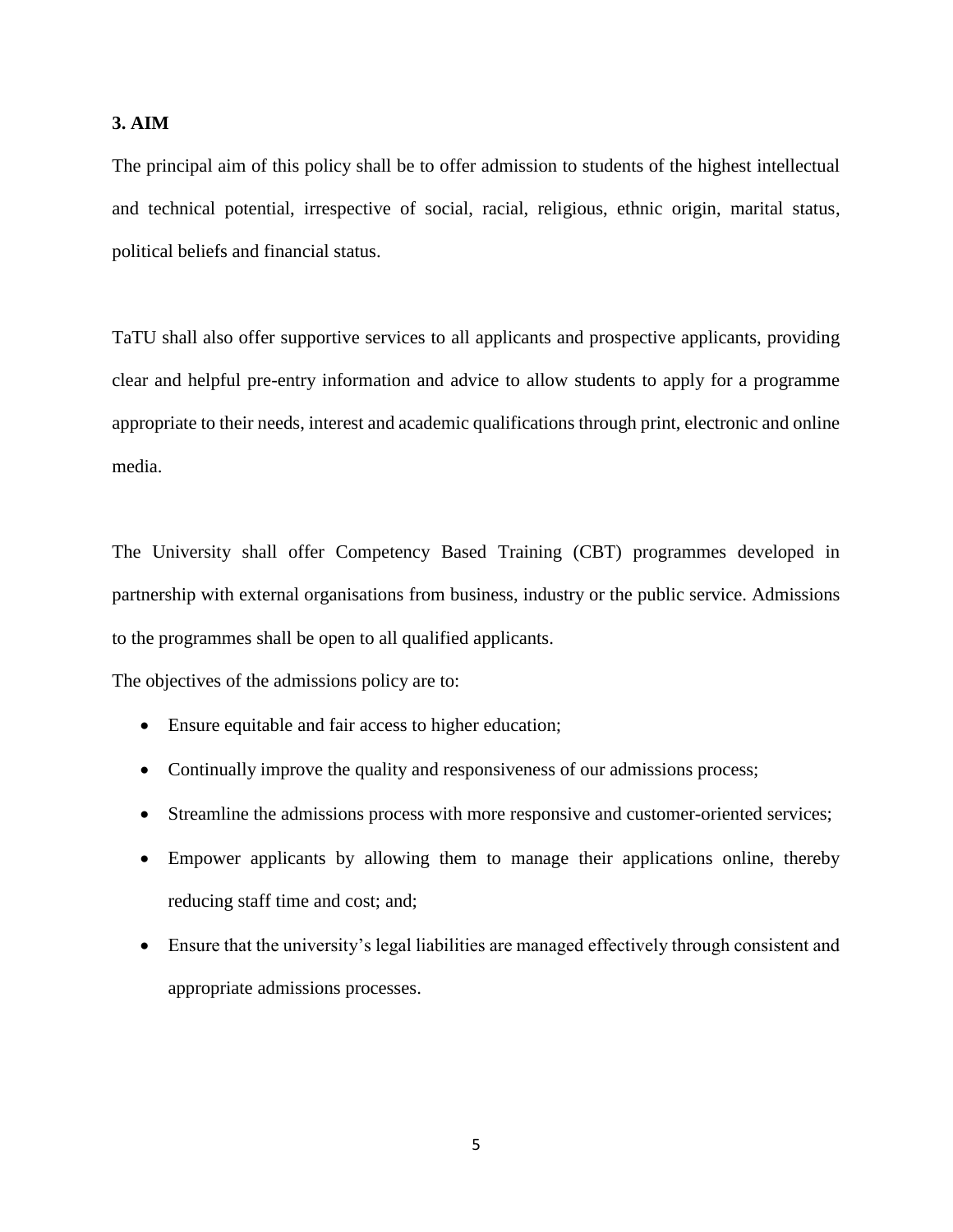## 3. AIM

The principal aim of this policy shall be to offer admission to students of the highest intellectual and technical potential, irrespective of social, racial, religious, ethnic origin, marital status, political beliefs and financial status.

TaTU shall also offer supportive services to all applicants and prospective applicants, providing clear and helpful pre-entry information and advice to allow students to apply for a programme appropriate to their needs, interest and academic qualifications through print, electronic and online media.

The University shall offer Competency Based Training (CBT) programmes developed in partnership with external organisations from business, industry or the public service. Admissions to the programmes shall be open to all qualified applicants.

The objectives of the admissions policy are to:

- Ensure equitable and fair access to higher education;
- Continually improve the quality and responsiveness of our admissions process;
- Streamline the admissions process with more responsive and customer-oriented services;
- Empower applicants by allowing them to manage their applications online, thereby reducing staff time and cost; and;
- Ensure that the university's legal liabilities are managed effectively through consistent and appropriate admissions processes.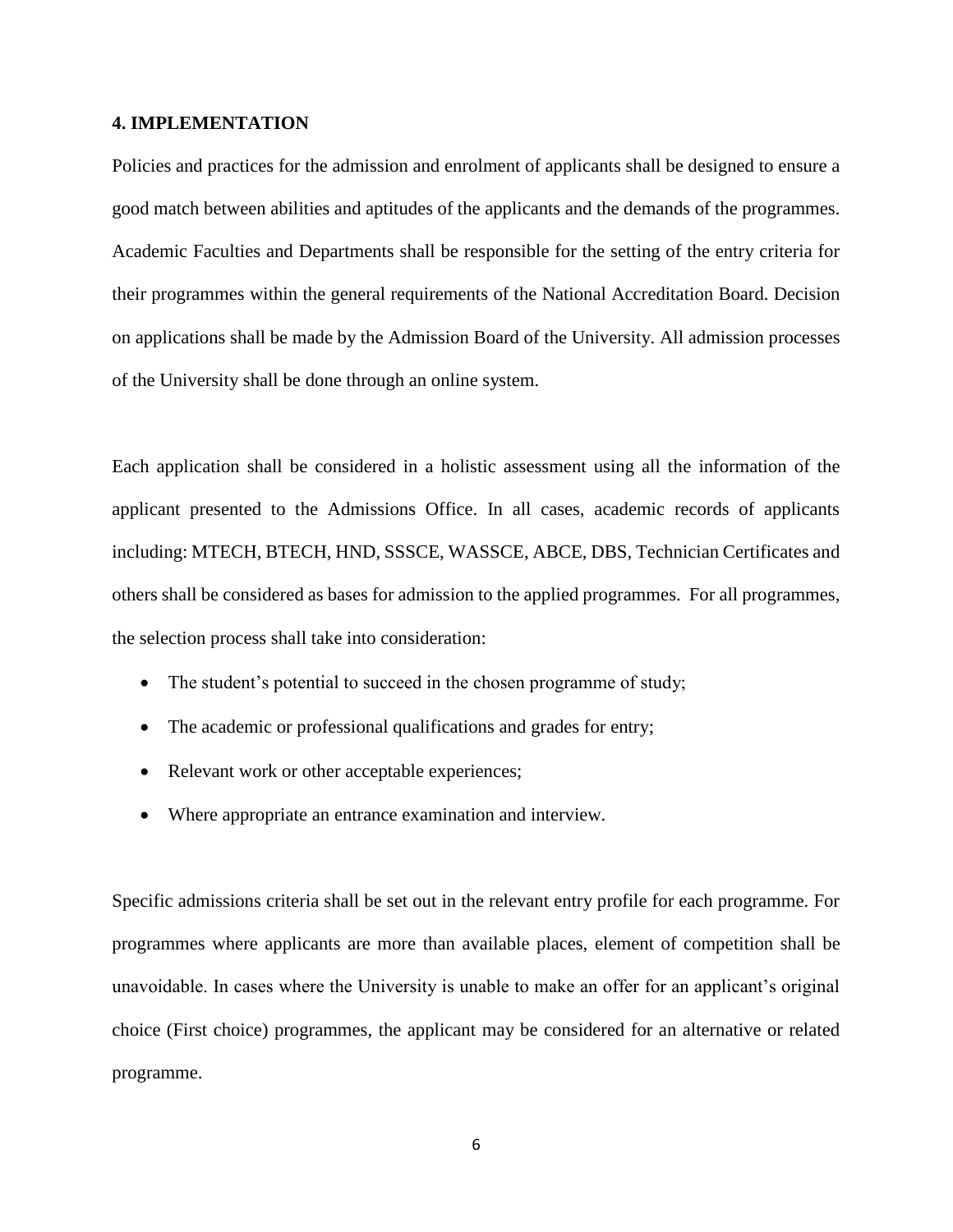## 4. IMPLEMENTATION

Policies and practices for the admission and enrolment of applicants shall be designed to ensure a good match between abilities and aptitudes of the applicants and the demands of the programmes. Academic Faculties and Departments shall be responsible for the setting of the entry criteria for their programmes within the general requirements of the National Accreditation Board. Decision on applications shall be made by the Admission Board of the University. All admission processes of the University shall be done through an online system.

Each application shall be considered in a holistic assessment using all the information of the applicant presented to the Admissions Office. In all cases, academic records of applicants including: MTECH, BTECH, HND, SSSCE, WASSCE, ABCE, DBS, Technician Certificates and others shall be considered as bases for admission to the applied programmes. For all programmes, the selection process shall take into consideration:

- The student's potential to succeed in the chosen programme of study;
- The academic or professional qualifications and grades for entry;
- Relevant work or other acceptable experiences;
- Where appropriate an entrance examination and interview.

Specific admissions criteria shall be set out in the relevant entry profile for each programme. For programmes where applicants are more than available places, element of competition shall be unavoidable. In cases where the University is unable to make an offer for an applicant's original choice (First choice) programmes, the applicant may be considered for an alternative or related programme.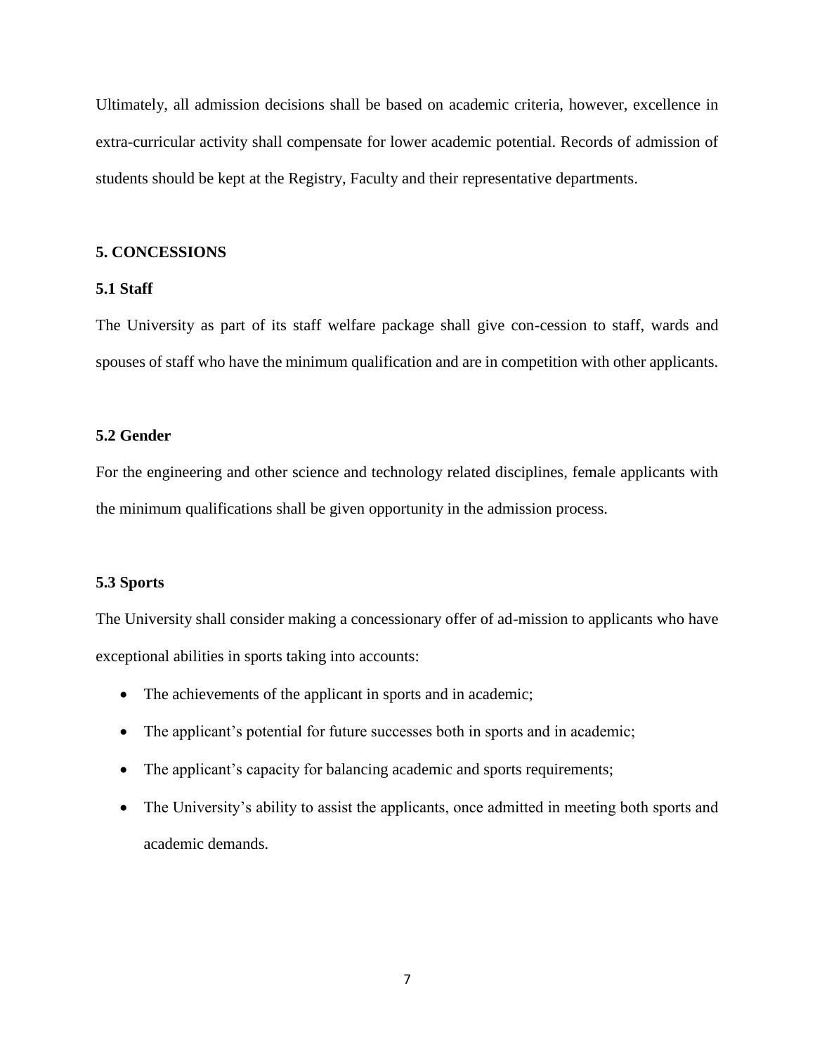Ultimately, all admission decisions shall be based on academic criteria, however, excellence in extra-curricular activity shall compensate for lower academic potential. Records of admission of students should be kept at the Registry, Faculty and their representative departments.

## 5. CONCESSIONS

### 5.1 Staff

The University as part of its staff welfare package shall give con-cession to staff, wards and spouses of staff who have the minimum qualification and are in competition with other applicants.

### 5.2 Gender

For the engineering and other science and technology related disciplines, female applicants with the minimum qualifications shall be given opportunity in the admission process.

### 5.3 Sports

The University shall consider making a concessionary offer of ad-mission to applicants who have exceptional abilities in sports taking into accounts:

- The achievements of the applicant in sports and in academic;
- The applicant's potential for future successes both in sports and in academic;
- The applicant's capacity for balancing academic and sports requirements;
- The University's ability to assist the applicants, once admitted in meeting both sports and academic demands.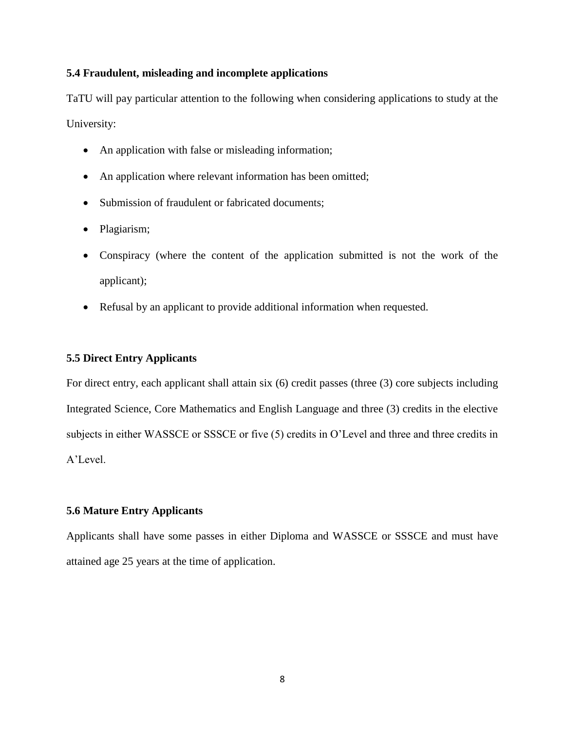### 5.4 Fraudulent, misleading and incomplete applications

TaTU will pay particular attention to the following when considering applications to study at the University:

- An application with false or misleading information;
- An application where relevant information has been omitted;
- Submission of fraudulent or fabricated documents;
- Plagiarism;
- Conspiracy (where the content of the application submitted is not the work of the applicant);
- Refusal by an applicant to provide additional information when requested.

### 5.5 Direct Entry Applicants

For direct entry, each applicant shall attain six (6) credit passes (three (3) core subjects including Integrated Science, Core Mathematics and English Language and three (3) credits in the elective subjects in either WASSCE or SSSCE or five (5) credits in O'Level and three and three credits in A'Level.

### 5.6 Mature Entry Applicants

Applicants shall have some passes in either Diploma and WASSCE or SSSCE and must have attained age 25 years at the time of application.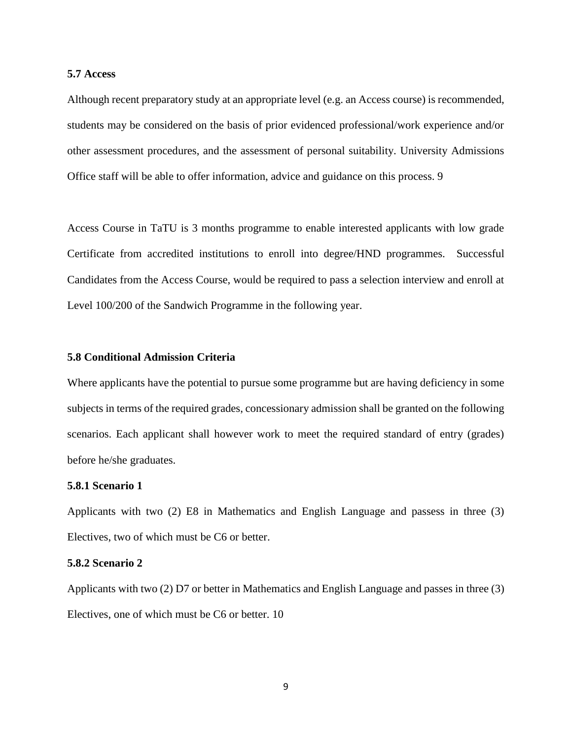### 5.7 Access

Although recent preparatory study at an appropriate level (e.g. an Access course) is recommended, students may be considered on the basis of prior evidenced professional/work experience and/or other assessment procedures, and the assessment of personal suitability. University Admissions Office staff will be able to offer information, advice and guidance on this process. 9

Access Course in TaTU is 3 months programme to enable interested applicants with low grade Certificate from accredited institutions to enroll into degree/HND programmes. Successful Candidates from the Access Course, would be required to pass a selection interview and enroll at Level 100/200 of the Sandwich Programme in the following year.

### 5.8 Conditional Admission Criteria

Where applicants have the potential to pursue some programme but are having deficiency in some subjects in terms of the required grades, concessionary admission shall be granted on the following scenarios. Each applicant shall however work to meet the required standard of entry (grades) before he/she graduates.

#### 5.8.1 Scenario 1

Applicants with two (2) E8 in Mathematics and English Language and passess in three (3) Electives, two of which must be C6 or better.

#### 5.8.2 Scenario 2

Applicants with two (2) D7 or better in Mathematics and English Language and passes in three (3) Electives, one of which must be C6 or better. 10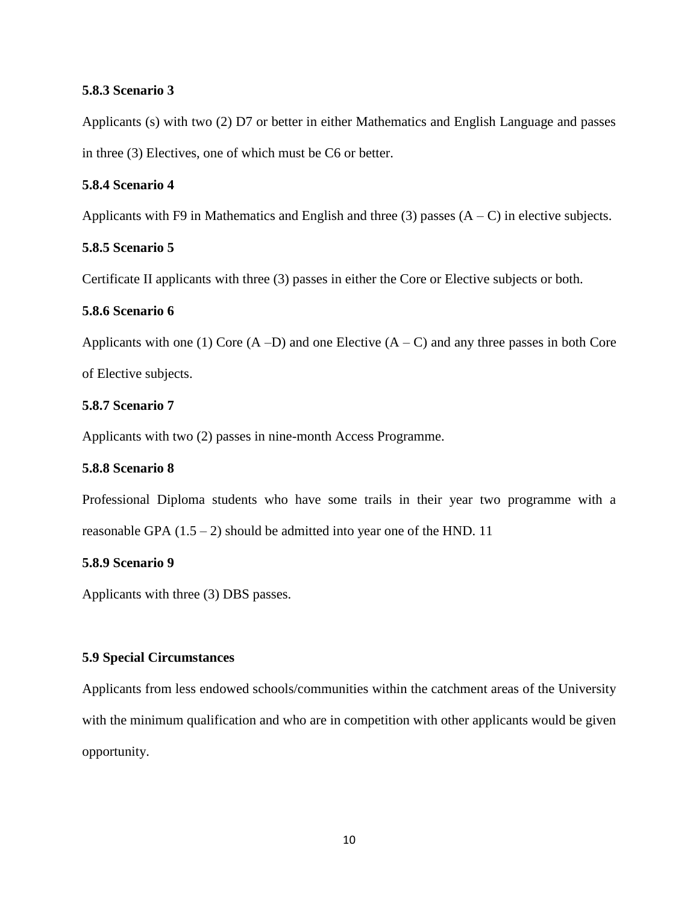#### 5.8.3 Scenario 3

Applicants (s) with two (2) D7 or better in either Mathematics and English Language and passes in three (3) Electives, one of which must be C6 or better.

#### 5.8.4 Scenario 4

Applicants with F9 in Mathematics and English and three (3) passes (A – C) in elective subjects.

#### 5.8.5 Scenario 5

Certificate II applicants with three (3) passes in either the Core or Elective subjects or both.

#### 5.8.6 Scenario 6

Applicants with one (1) Core (A –D) and one Elective (A – C) and any three passes in both Core of Elective subjects.

#### 5.8.7 Scenario 7

Applicants with two (2) passes in nine-month Access Programme.

#### 5.8.8 Scenario 8

Professional Diploma students who have some trails in their year two programme with a reasonable GPA (1.5 – 2) should be admitted into year one of the HND. 11

#### 5.8.9 Scenario 9

Applicants with three (3) DBS passes.

### 5.9 Special Circumstances

Applicants from less endowed schools/communities within the catchment areas of the University with the minimum qualification and who are in competition with other applicants would be given opportunity.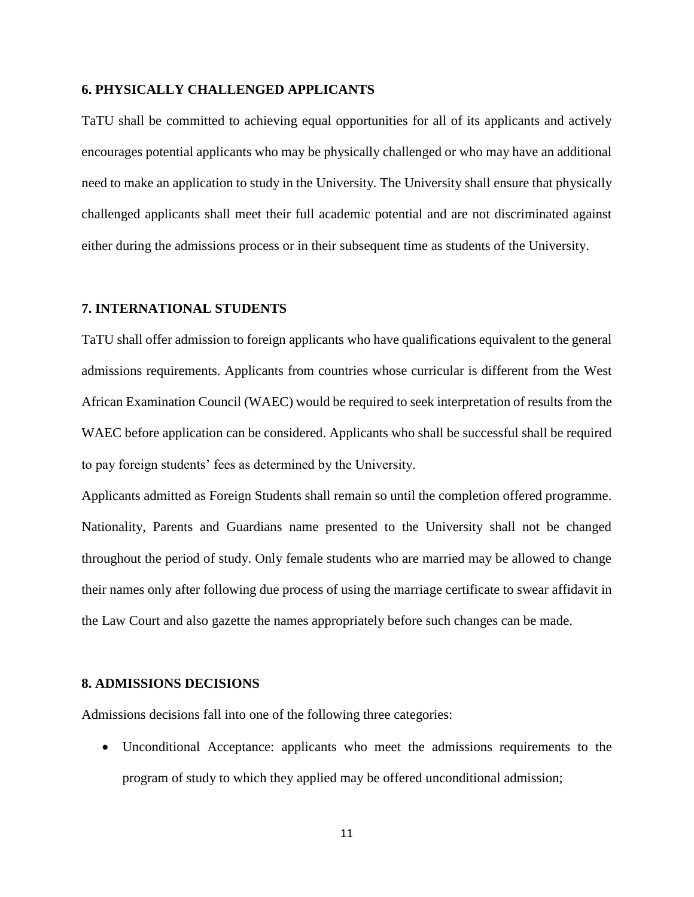**6. PHYSICALLY CHALLENGED APPLICANTS**

TaTU shall be committed to achieving equal opportunities for all of its applicants and actively encourages potential applicants who may be physically challenged or who may have an additional need to make an application to study in the University. The University shall ensure that physically challenged applicants shall meet their full academic potential and are not discriminated against either during the admissions process or in their subsequent time as students of the University.

**7. INTERNATIONAL STUDENTS**

TaTU shall offer admission to foreign applicants who have qualifications equivalent to the general admissions requirements. Applicants from countries whose curricular is different from the West African Examination Council (WAEC) would be required to seek interpretation of results from the WAEC before application can be considered. Applicants who shall be successful shall be required to pay foreign students' fees as determined by the University.

Applicants admitted as Foreign Students shall remain so until the completion offered programme. Nationality, Parents and Guardians name presented to the University shall not be changed throughout the period of study. Only female students who are married may be allowed to change their names only after following due process of using the marriage certificate to swear affidavit in the Law Court and also gazette the names appropriately before such changes can be made.

**8. ADMISSIONS DECISIONS**

Admissions decisions fall into one of the following three categories:

- Unconditional Acceptance: applicants who meet the admissions requirements to the program of study to which they applied may be offered unconditional admission;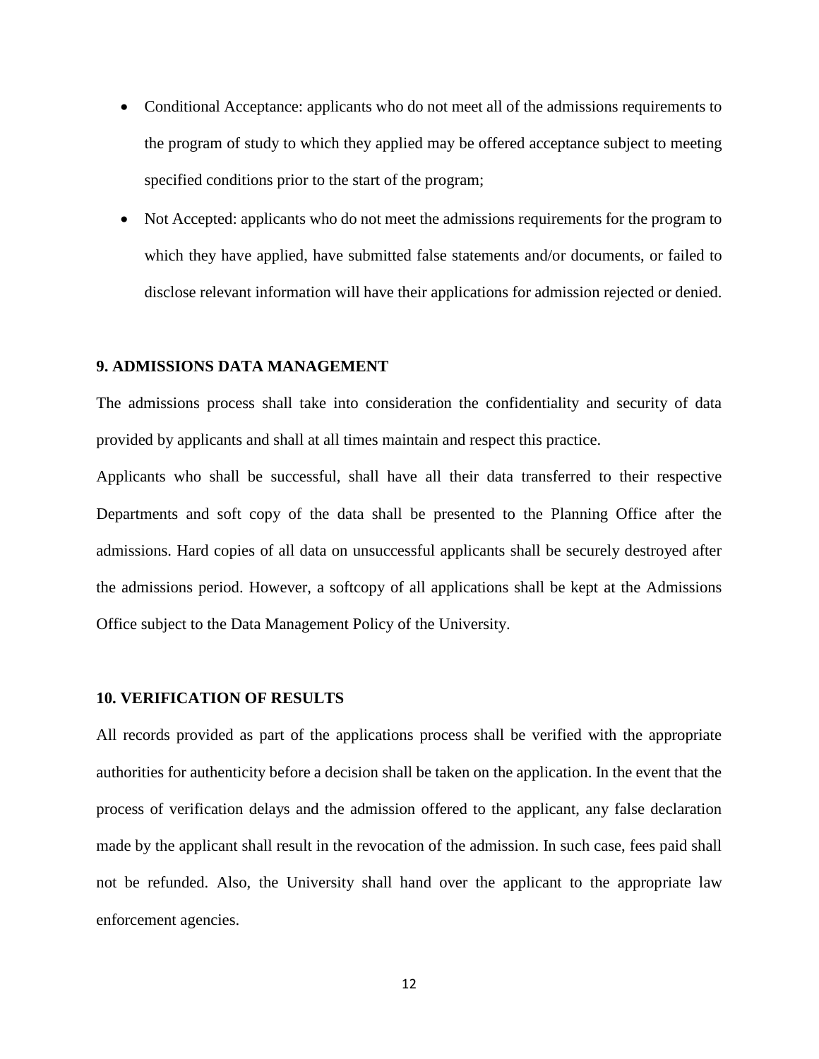- Conditional Acceptance: applicants who do not meet all of the admissions requirements to the program of study to which they applied may be offered acceptance subject to meeting specified conditions prior to the start of the program;
- Not Accepted: applicants who do not meet the admissions requirements for the program to which they have applied, have submitted false statements and/or documents, or failed to disclose relevant information will have their applications for admission rejected or denied.

## 9. ADMISSIONS DATA MANAGEMENT

The admissions process shall take into consideration the confidentiality and security of data provided by applicants and shall at all times maintain and respect this practice.

Applicants who shall be successful, shall have all their data transferred to their respective Departments and soft copy of the data shall be presented to the Planning Office after the admissions. Hard copies of all data on unsuccessful applicants shall be securely destroyed after the admissions period. However, a softcopy of all applications shall be kept at the Admissions Office subject to the Data Management Policy of the University.

## 10. VERIFICATION OF RESULTS

All records provided as part of the applications process shall be verified with the appropriate authorities for authenticity before a decision shall be taken on the application. In the event that the process of verification delays and the admission offered to the applicant, any false declaration made by the applicant shall result in the revocation of the admission. In such case, fees paid shall not be refunded. Also, the University shall hand over the applicant to the appropriate law enforcement agencies.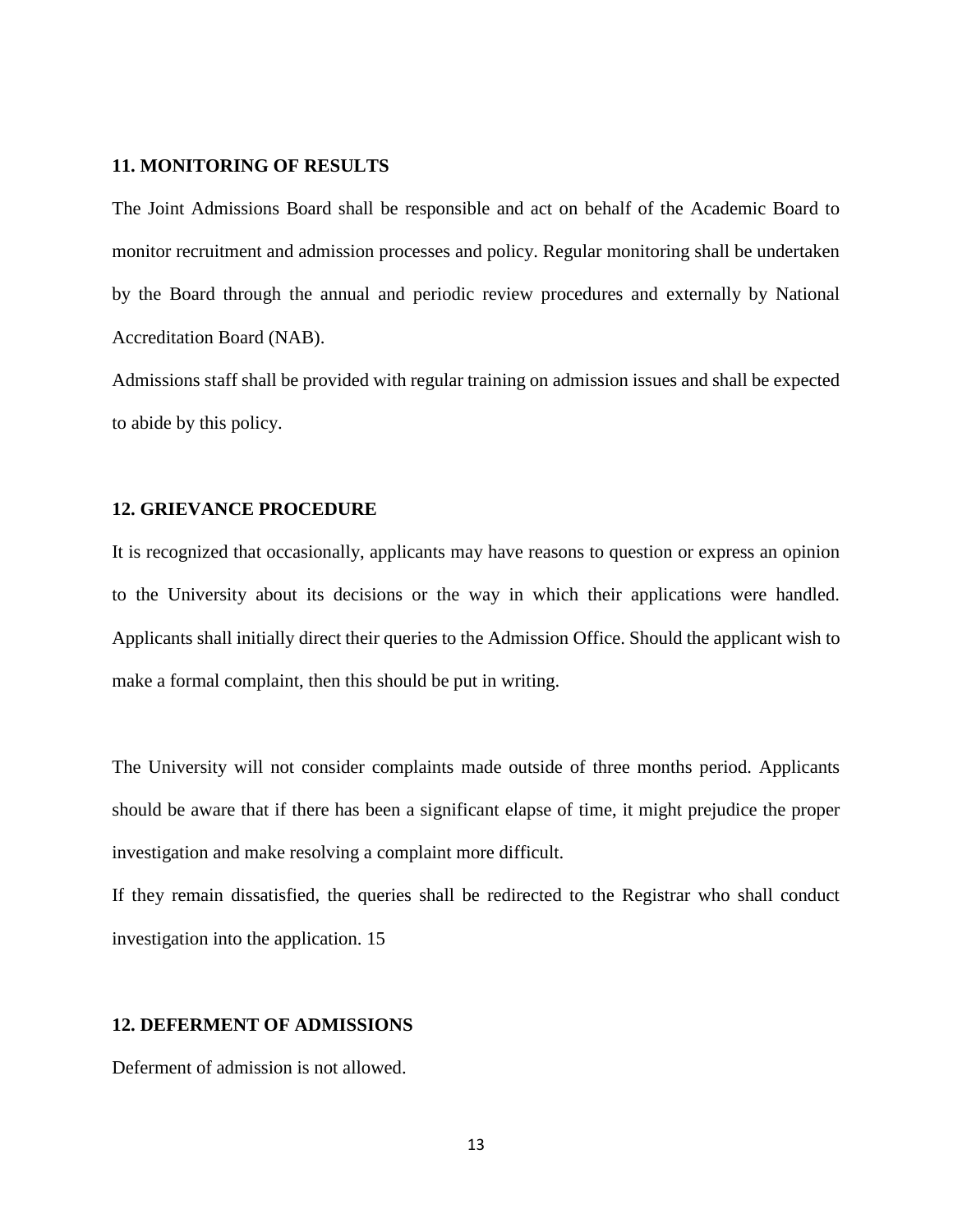### 11. MONITORING OF RESULTS

The Joint Admissions Board shall be responsible and act on behalf of the Academic Board to monitor recruitment and admission processes and policy. Regular monitoring shall be undertaken by the Board through the annual and periodic review procedures and externally by National Accreditation Board (NAB).

Admissions staff shall be provided with regular training on admission issues and shall be expected to abide by this policy.

### 12. GRIEVANCE PROCEDURE

It is recognized that occasionally, applicants may have reasons to question or express an opinion to the University about its decisions or the way in which their applications were handled. Applicants shall initially direct their queries to the Admission Office. Should the applicant wish to make a formal complaint, then this should be put in writing.

The University will not consider complaints made outside of three months period. Applicants should be aware that if there has been a significant elapse of time, it might prejudice the proper investigation and make resolving a complaint more difficult.

If they remain dissatisfied, the queries shall be redirected to the Registrar who shall conduct investigation into the application. 15

### 12. DEFERMENT OF ADMISSIONS

Deferment of admission is not allowed.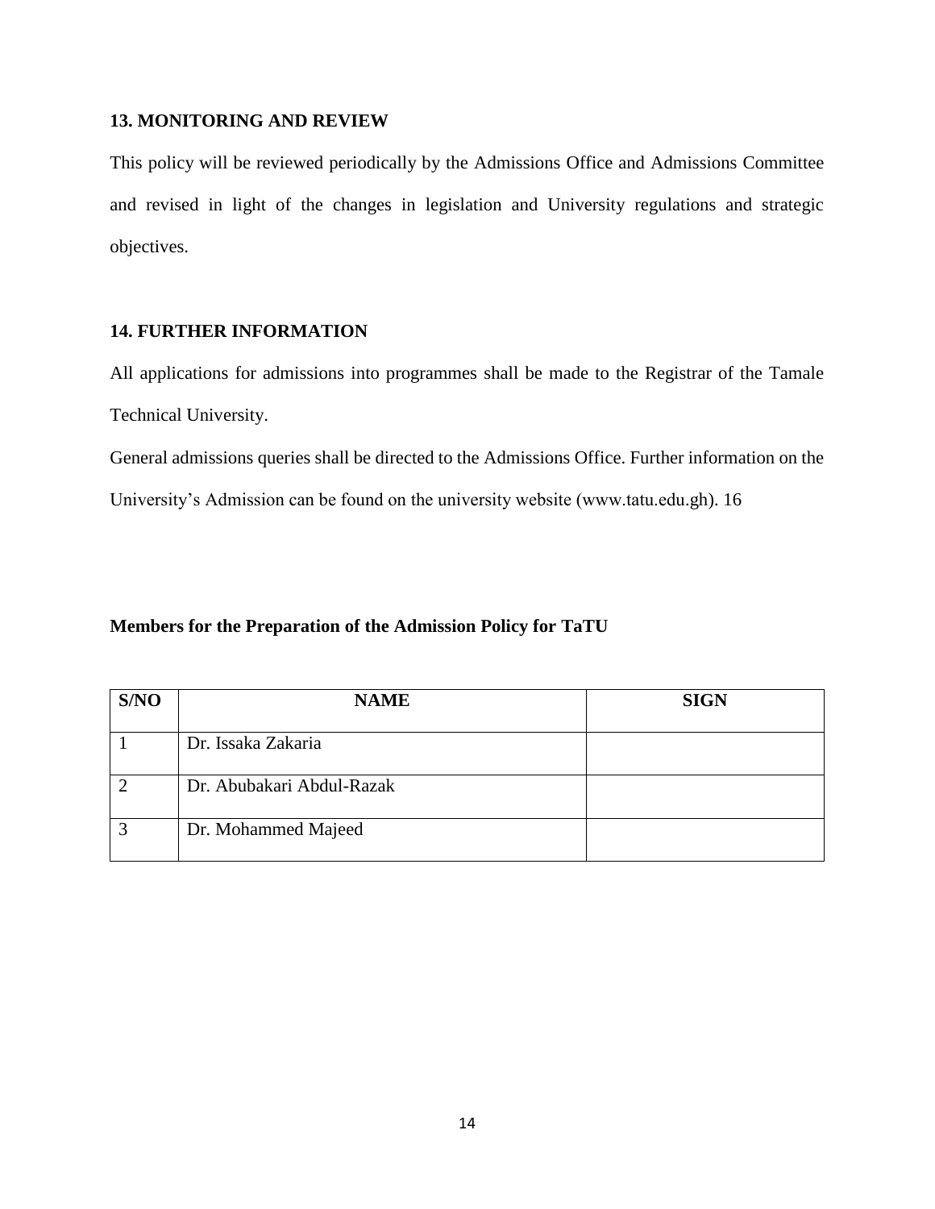## 13. MONITORING AND REVIEW

This policy will be reviewed periodically by the Admissions Office and Admissions Committee and revised in light of the changes in legislation and University regulations and strategic objectives.

## 14. FURTHER INFORMATION

All applications for admissions into programmes shall be made to the Registrar of the Tamale Technical University.

General admissions queries shall be directed to the Admissions Office. Further information on the University's Admission can be found on the university website (www.tatu.edu.gh). 16

**Members for the Preparation of the Admission Policy for TaTU**

| S/NO | NAME | SIGN |
|---|---|---|
| 1 | Dr. Issaka Zakaria | |
| 2 | Dr. Abubakari Abdul-Razak | |
| 3 | Dr. Mohammed Majeed | |